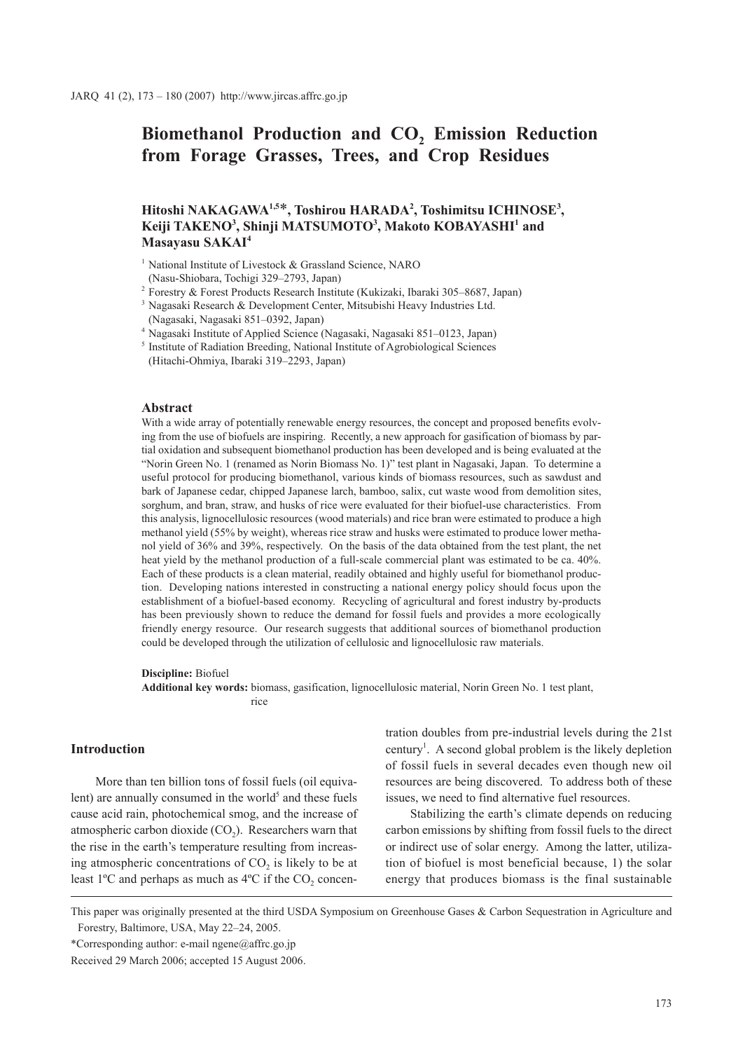# Biomethanol Production and $CO_2$ Emission Reduction from Forage Grasses, Trees, and Crop Residues

**Hitoshi NAKAGAWA[1,5]*, Toshirou HARADA[2], Toshimitsu ICHINOSE[3], Keiji TAKENO[3], Shinji MATSUMOTO[3], Makoto KOBAYASHI[1] and Masayasu SAKAI[4]**

[1] National Institute of Livestock & Grassland Science, NARO (Nasu-Shiobara, Tochigi 329–2793, Japan)

[2] Forestry & Forest Products Research Institute (Kukizaki, Ibaraki 305–8687, Japan)

[3] Nagasaki Research & Development Center, Mitsubishi Heavy Industries Ltd. (Nagasaki, Nagasaki 851–0392, Japan)

[4] Nagasaki Institute of Applied Science (Nagasaki, Nagasaki 851–0123, Japan)

[5] Institute of Radiation Breeding, National Institute of Agrobiological Sciences (Hitachi-Ohmiya, Ibaraki 319–2293, Japan)

## Abstract

With a wide array of potentially renewable energy resources, the concept and proposed benefits evolving from the use of biofuels are inspiring. Recently, a new approach for gasification of biomass by partial oxidation and subsequent biomethanol production has been developed and is being evaluated at the "Norin Green No. 1 (renamed as Norin Biomass No. 1)" test plant in Nagasaki, Japan. To determine a useful protocol for producing biomethanol, various kinds of biomass resources, such as sawdust and bark of Japanese cedar, chipped Japanese larch, bamboo, salix, cut waste wood from demolition sites, sorghum, and bran, straw, and husks of rice were evaluated for their biofuel-use characteristics. From this analysis, lignocellulosic resources (wood materials) and rice bran were estimated to produce a high methanol yield (55% by weight), whereas rice straw and husks were estimated to produce lower methanol yield of 36% and 39%, respectively. On the basis of the data obtained from the test plant, the net heat yield by the methanol production of a full-scale commercial plant was estimated to be ca. 40%. Each of these products is a clean material, readily obtained and highly useful for biomethanol production. Developing nations interested in constructing a national energy policy should focus upon the establishment of a biofuel-based economy. Recycling of agricultural and forest industry by-products has been previously shown to reduce the demand for fossil fuels and provides a more ecologically friendly energy resource. Our research suggests that additional sources of biomethanol production could be developed through the utilization of cellulosic and lignocellulosic raw materials.

**Discipline:** Biofuel

**Additional key words:** biomass, gasification, lignocellulosic material, Norin Green No. 1 test plant, rice

## Introduction

More than ten billion tons of fossil fuels (oil equivalent) are annually consumed in the world[5] and these fuels cause acid rain, photochemical smog, and the increase of atmospheric carbon dioxide ($CO_2$). Researchers warn that the rise in the earth's temperature resulting from increasing atmospheric concentrations of $CO_2$ is likely to be at least 1ºC and perhaps as much as 4ºC if the $CO_2$ concentration doubles from pre-industrial levels during the 21st century[1]. A second global problem is the likely depletion of fossil fuels in several decades even though new oil resources are being discovered. To address both of these issues, we need to find alternative fuel resources.

Stabilizing the earth's climate depends on reducing carbon emissions by shifting from fossil fuels to the direct or indirect use of solar energy. Among the latter, utilization of biofuel is most beneficial because, 1) the solar energy that produces biomass is the final sustainable

---

This paper was originally presented at the third USDA Symposium on Greenhouse Gases & Carbon Sequestration in Agriculture and Forestry, Baltimore, USA, May 22–24, 2005.

*Corresponding author: e-mail ngene@affrc.go.jp

Received 29 March 2006; accepted 15 August 2006.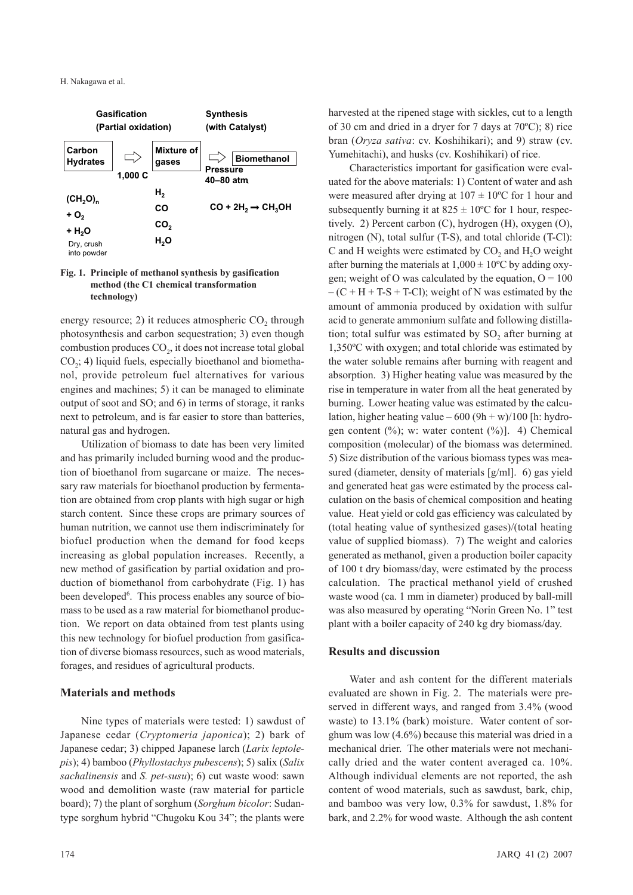Gasification (Partial oxidation) | Synthesis (with Catalyst)

Carbon Hydrates ⇨ (1,000 C) Mixture of gases ⇨ (Pressure 40–80 atm) Biomethanol

$(CH_2O)_n$ + $O_2$ + $H_2O$
Dry, crush into powder

$H_2$
CO
$CO_2$
$H_2O$

$CO + 2H_2 \rightarrow CH_3OH$

**Fig. 1. Principle of methanol synthesis by gasification method (the C1 chemical transformation technology)**

energy resource; 2) it reduces atmospheric $CO_2$ through photosynthesis and carbon sequestration; 3) even though combustion produces $CO_2$, it does not increase total global $CO_2$; 4) liquid fuels, especially bioethanol and biomethanol, provide petroleum fuel alternatives for various engines and machines; 5) it can be managed to eliminate output of soot and SO; and 6) in terms of storage, it ranks next to petroleum, and is far easier to store than batteries, natural gas and hydrogen.

Utilization of biomass to date has been very limited and has primarily included burning wood and the production of bioethanol from sugarcane or maize. The necessary raw materials for bioethanol production by fermentation are obtained from crop plants with high sugar or high starch content. Since these crops are primary sources of human nutrition, we cannot use them indiscriminately for biofuel production when the demand for food keeps increasing as global population increases. Recently, a new method of gasification by partial oxidation and production of biomethanol from carbohydrate (Fig. 1) has been developed[6]. This process enables any source of biomass to be used as a raw material for biomethanol production. We report on data obtained from test plants using this new technology for biofuel production from gasification of diverse biomass resources, such as wood materials, forages, and residues of agricultural products.

## Materials and methods

Nine types of materials were tested: 1) sawdust of Japanese cedar (*Cryptomeria japonica*); 2) bark of Japanese cedar; 3) chipped Japanese larch (*Larix leptolepis*); 4) bamboo (*Phyllostachys pubescens*); 5) salix (*Salix sachalinensis* and *S. pet-susu*); 6) cut waste wood: sawn wood and demolition waste (raw material for particle board); 7) the plant of sorghum (*Sorghum bicolor*: Sudan-type sorghum hybrid "Chugoku Kou 34"; the plants were harvested at the ripened stage with sickles, cut to a length of 30 cm and dried in a dryer for 7 days at 70ºC); 8) rice bran (*Oryza sativa*: cv. Koshihikari); and 9) straw (cv. Yumehitachi), and husks (cv. Koshihikari) of rice.

Characteristics important for gasification were evaluated for the above materials: 1) Content of water and ash were measured after drying at 107 ± 10ºC for 1 hour and subsequently burning it at 825 ± 10ºC for 1 hour, respectively. 2) Percent carbon (C), hydrogen (H), oxygen (O), nitrogen (N), total sulfur (T-S), and total chloride (T-Cl): C and H weights were estimated by $CO_2$ and $H_2O$ weight after burning the materials at 1,000 ± 10ºC by adding oxygen; weight of O was calculated by the equation, $O = 100 - (C + H + T\text{-}S + T\text{-}Cl)$; weight of N was estimated by the amount of ammonia produced by oxidation with sulfur acid to generate ammonium sulfate and following distillation; total sulfur was estimated by $SO_2$ after burning at 1,350ºC with oxygen; and total chloride was estimated by the water soluble remains after burning with reagent and absorption. 3) Higher heating value was measured by the rise in temperature in water from all the heat generated by burning. Lower heating value was estimated by the calculation, higher heating value $- 600\,(9h + w)/100$ [h: hydrogen content (%); w: water content (%)]. 4) Chemical composition (molecular) of the biomass was determined. 5) Size distribution of the various biomass types was measured (diameter, density of materials [g/ml]. 6) gas yield and generated heat gas were estimated by the process calculation on the basis of chemical composition and heating value. Heat yield or cold gas efficiency was calculated by (total heating value of synthesized gases)/(total heating value of supplied biomass). 7) The weight and calories generated as methanol, given a production boiler capacity of 100 t dry biomass/day, were estimated by the process calculation. The practical methanol yield of crushed waste wood (ca. 1 mm in diameter) produced by ball-mill was also measured by operating "Norin Green No. 1" test plant with a boiler capacity of 240 kg dry biomass/day.

## Results and discussion

Water and ash content for the different materials evaluated are shown in Fig. 2. The materials were preserved in different ways, and ranged from 3.4% (wood waste) to 13.1% (bark) moisture. Water content of sorghum was low (4.6%) because this material was dried in a mechanical drier. The other materials were not mechanically dried and the water content averaged ca. 10%. Although individual elements are not reported, the ash content of wood materials, such as sawdust, bark, chip, and bamboo was very low, 0.3% for sawdust, 1.8% for bark, and 2.2% for wood waste. Although the ash content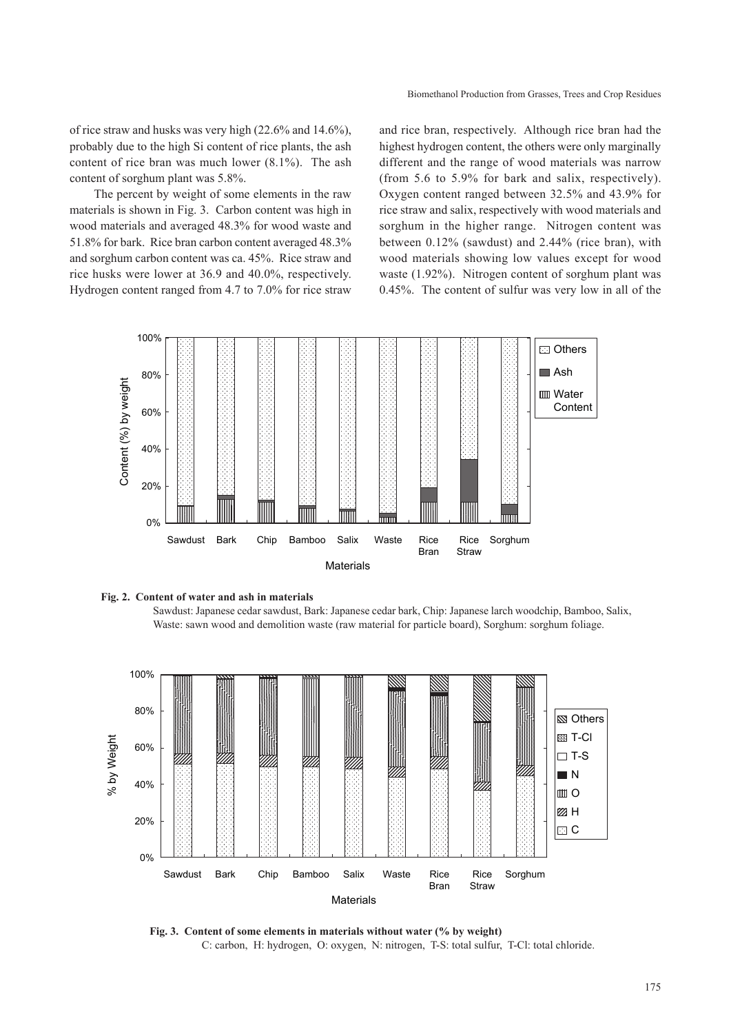of rice straw and husks was very high (22.6% and 14.6%), probably due to the high Si content of rice plants, the ash content of rice bran was much lower (8.1%). The ash content of sorghum plant was 5.8%.

The percent by weight of some elements in the raw materials is shown in Fig. 3. Carbon content was high in wood materials and averaged 48.3% for wood waste and 51.8% for bark. Rice bran carbon content averaged 48.3% and sorghum carbon content was ca. 45%. Rice straw and rice husks were lower at 36.9 and 40.0%, respectively. Hydrogen content ranged from 4.7 to 7.0% for rice straw and rice bran, respectively. Although rice bran had the highest hydrogen content, the others were only marginally different and the range of wood materials was narrow (from 5.6 to 5.9% for bark and salix, respectively). Oxygen content ranged between 32.5% and 43.9% for rice straw and salix, respectively with wood materials and sorghum in the higher range. Nitrogen content was between 0.12% (sawdust) and 2.44% (rice bran), with wood materials showing low values except for wood waste (1.92%). Nitrogen content of sorghum plant was 0.45%. The content of sulfur was very low in all of the

**Fig. 2. Content of water and ash in materials**

Sawdust: Japanese cedar sawdust, Bark: Japanese cedar bark, Chip: Japanese larch woodchip, Bamboo, Salix, Waste: sawn wood and demolition waste (raw material for particle board), Sorghum: sorghum foliage.

**Fig. 3. Content of some elements in materials without water (% by weight)**

C: carbon, H: hydrogen, O: oxygen, N: nitrogen, T-S: total sulfur, T-Cl: total chloride.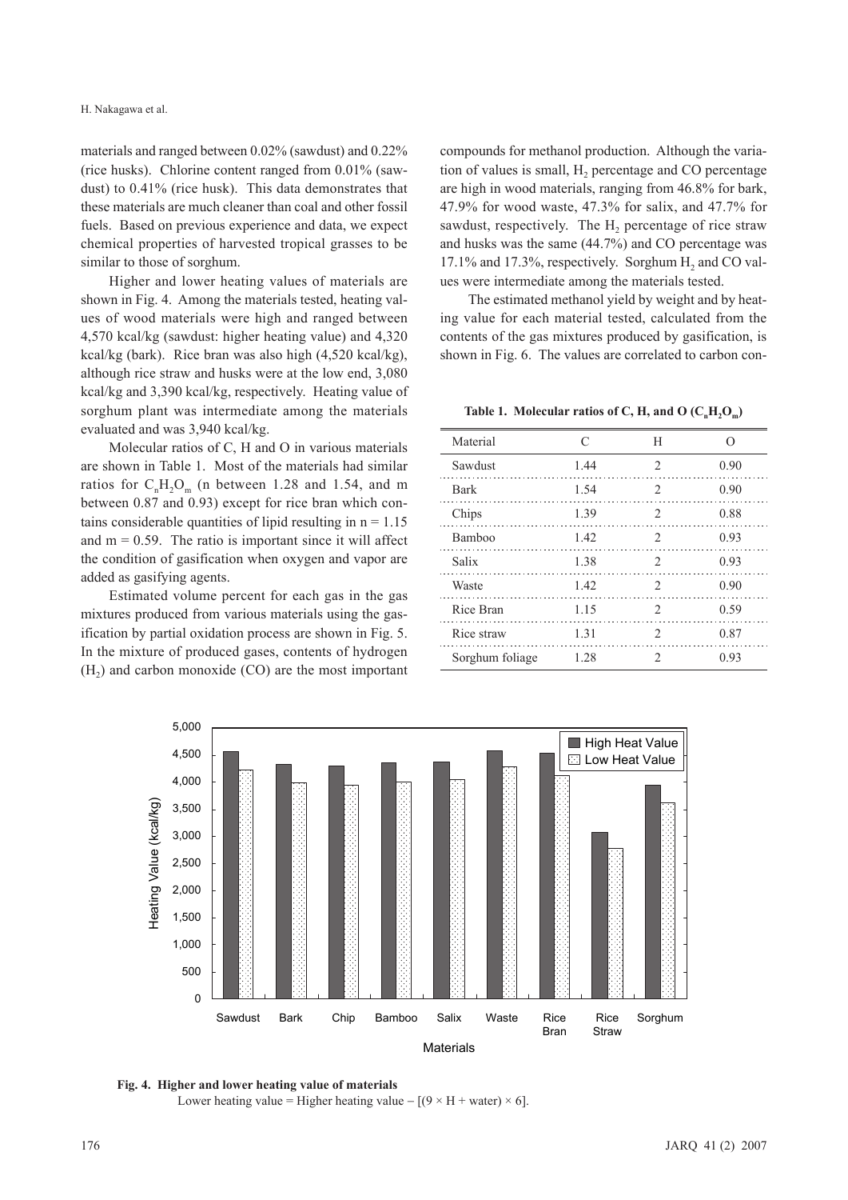materials and ranged between 0.02% (sawdust) and 0.22% (rice husks). Chlorine content ranged from 0.01% (sawdust) to 0.41% (rice husk). This data demonstrates that these materials are much cleaner than coal and other fossil fuels. Based on previous experience and data, we expect chemical properties of harvested tropical grasses to be similar to those of sorghum.

Higher and lower heating values of materials are shown in Fig. 4. Among the materials tested, heating values of wood materials were high and ranged between 4,570 kcal/kg (sawdust: higher heating value) and 4,320 kcal/kg (bark). Rice bran was also high (4,520 kcal/kg), although rice straw and husks were at the low end, 3,080 kcal/kg and 3,390 kcal/kg, respectively. Heating value of sorghum plant was intermediate among the materials evaluated and was 3,940 kcal/kg.

Molecular ratios of C, H and O in various materials are shown in Table 1. Most of the materials had similar ratios for $C_nH_2O_m$ (n between 1.28 and 1.54, and m between 0.87 and 0.93) except for rice bran which contains considerable quantities of lipid resulting in n = 1.15 and m = 0.59. The ratio is important since it will affect the condition of gasification when oxygen and vapor are added as gasifying agents.

Estimated volume percent for each gas in the gas mixtures produced from various materials using the gasification by partial oxidation process are shown in Fig. 5. In the mixture of produced gases, contents of hydrogen ($H_2$) and carbon monoxide (CO) are the most important compounds for methanol production. Although the variation of values is small, $H_2$ percentage and CO percentage are high in wood materials, ranging from 46.8% for bark, 47.9% for wood waste, 47.3% for salix, and 47.7% for sawdust, respectively. The $H_2$ percentage of rice straw and husks was the same (44.7%) and CO percentage was 17.1% and 17.3%, respectively. Sorghum $H_2$ and CO values were intermediate among the materials tested.

The estimated methanol yield by weight and by heating value for each material tested, calculated from the contents of the gas mixtures produced by gasification, is shown in Fig. 6. The values are correlated to carbon con-

**Table 1. Molecular ratios of C, H, and O ($C_nH_2O_m$)**

| Material | C | H | O |
|---|---|---|---|
| Sawdust | 1.44 | 2 | 0.90 |
| Bark | 1.54 | 2 | 0.90 |
| Chips | 1.39 | 2 | 0.88 |
| Bamboo | 1.42 | 2 | 0.93 |
| Salix | 1.38 | 2 | 0.93 |
| Waste | 1.42 | 2 | 0.90 |
| Rice Bran | 1.15 | 2 | 0.59 |
| Rice straw | 1.31 | 2 | 0.87 |
| Sorghum foliage | 1.28 | 2 | 0.93 |

**Fig. 4. Higher and lower heating value of materials**

Lower heating value = Higher heating value – [(9 × H + water) × 6].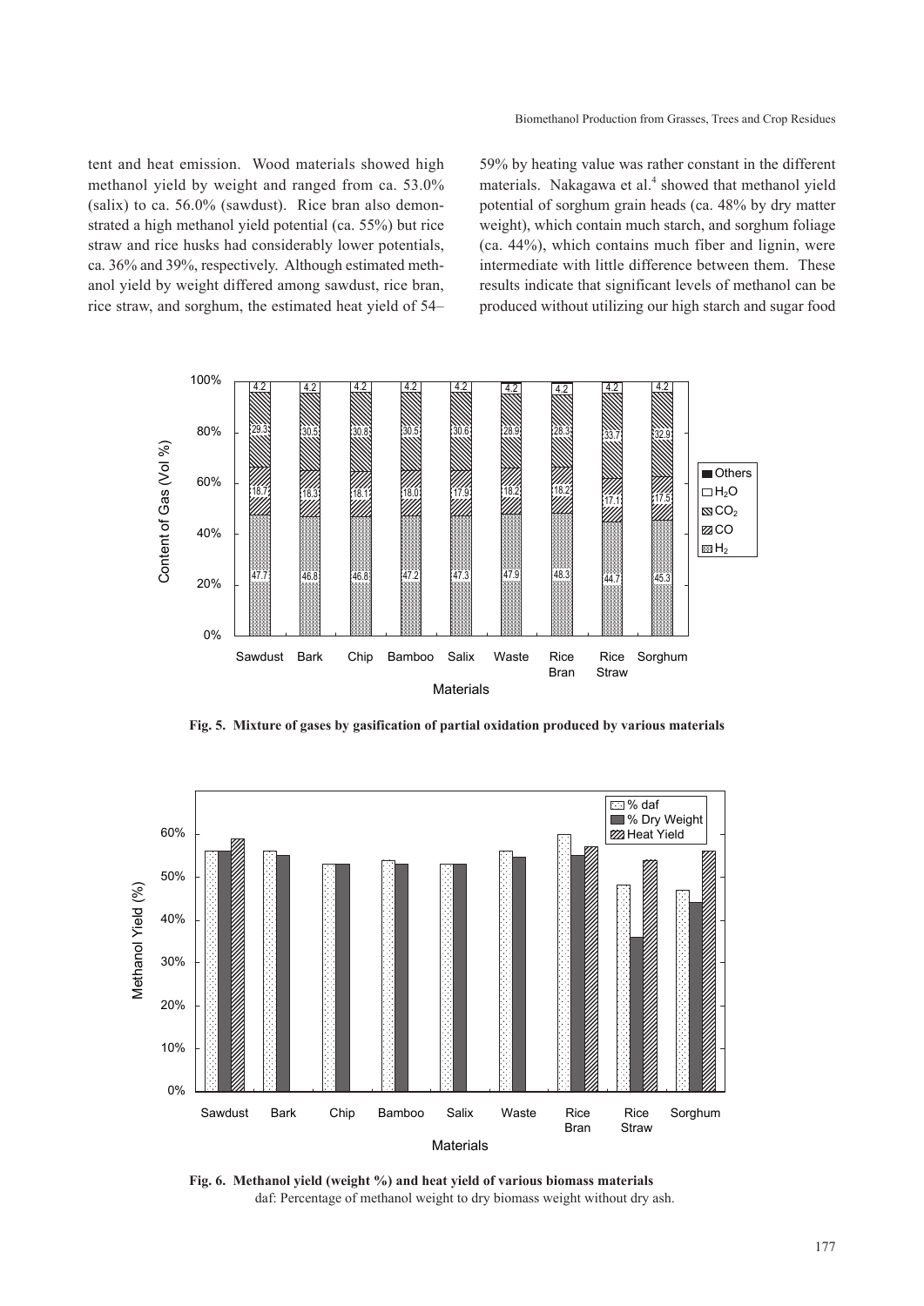tent and heat emission. Wood materials showed high methanol yield by weight and ranged from ca. 53.0% (salix) to ca. 56.0% (sawdust). Rice bran also demonstrated a high methanol yield potential (ca. 55%) but rice straw and rice husks had considerably lower potentials, ca. 36% and 39%, respectively. Although estimated methanol yield by weight differed among sawdust, rice bran, rice straw, and sorghum, the estimated heat yield of 54–59% by heating value was rather constant in the different materials. Nakagawa et al.[4] showed that methanol yield potential of sorghum grain heads (ca. 48% by dry matter weight), which contain much starch, and sorghum foliage (ca. 44%), which contains much fiber and lignin, were intermediate with little difference between them. These results indicate that significant levels of methanol can be produced without utilizing our high starch and sugar food

**Fig. 5. Mixture of gases by gasification of partial oxidation produced by various materials**

**Fig. 6. Methanol yield (weight %) and heat yield of various biomass materials**
daf: Percentage of methanol weight to dry biomass weight without dry ash.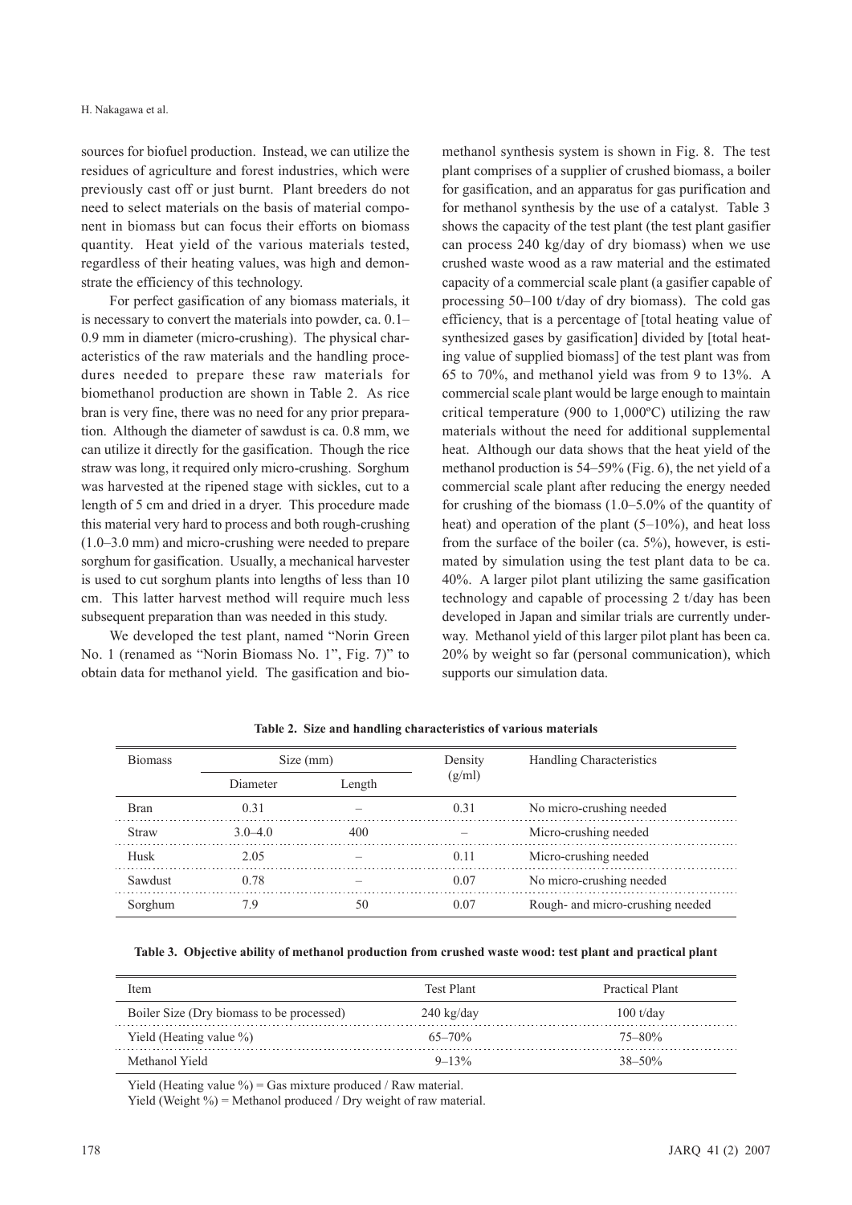sources for biofuel production. Instead, we can utilize the residues of agriculture and forest industries, which were previously cast off or just burnt. Plant breeders do not need to select materials on the basis of material component in biomass but can focus their efforts on biomass quantity. Heat yield of the various materials tested, regardless of their heating values, was high and demonstrate the efficiency of this technology.

For perfect gasification of any biomass materials, it is necessary to convert the materials into powder, ca. 0.1–0.9 mm in diameter (micro-crushing). The physical characteristics of the raw materials and the handling procedures needed to prepare these raw materials for biomethanol production are shown in Table 2. As rice bran is very fine, there was no need for any prior preparation. Although the diameter of sawdust is ca. 0.8 mm, we can utilize it directly for the gasification. Though the rice straw was long, it required only micro-crushing. Sorghum was harvested at the ripened stage with sickles, cut to a length of 5 cm and dried in a dryer. This procedure made this material very hard to process and both rough-crushing (1.0–3.0 mm) and micro-crushing were needed to prepare sorghum for gasification. Usually, a mechanical harvester is used to cut sorghum plants into lengths of less than 10 cm. This latter harvest method will require much less subsequent preparation than was needed in this study.

We developed the test plant, named "Norin Green No. 1 (renamed as "Norin Biomass No. 1", Fig. 7)" to obtain data for methanol yield. The gasification and biomethanol synthesis system is shown in Fig. 8. The test plant comprises of a supplier of crushed biomass, a boiler for gasification, and an apparatus for gas purification and for methanol synthesis by the use of a catalyst. Table 3 shows the capacity of the test plant (the test plant gasifier can process 240 kg/day of dry biomass) when we use crushed waste wood as a raw material and the estimated capacity of a commercial scale plant (a gasifier capable of processing 50–100 t/day of dry biomass). The cold gas efficiency, that is a percentage of [total heating value of synthesized gases by gasification] divided by [total heating value of supplied biomass] of the test plant was from 65 to 70%, and methanol yield was from 9 to 13%. A commercial scale plant would be large enough to maintain critical temperature (900 to 1,000ºC) utilizing the raw materials without the need for additional supplemental heat. Although our data shows that the heat yield of the methanol production is 54–59% (Fig. 6), the net yield of a commercial scale plant after reducing the energy needed for crushing of the biomass (1.0–5.0% of the quantity of heat) and operation of the plant (5–10%), and heat loss from the surface of the boiler (ca. 5%), however, is estimated by simulation using the test plant data to be ca. 40%. A larger pilot plant utilizing the same gasification technology and capable of processing 2 t/day has been developed in Japan and similar trials are currently underway. Methanol yield of this larger pilot plant has been ca. 20% by weight so far (personal communication), which supports our simulation data.

**Table 2. Size and handling characteristics of various materials**

| Biomass | Size (mm) | | Density (g/ml) | Handling Characteristics |
|---|---|---|---|---|
| | Diameter | Length | | |
| Bran | 0.31 | – | 0.31 | No micro-crushing needed |
| Straw | 3.0–4.0 | 400 | – | Micro-crushing needed |
| Husk | 2.05 | – | 0.11 | Micro-crushing needed |
| Sawdust | 0.78 | – | 0.07 | No micro-crushing needed |
| Sorghum | 7.9 | 50 | 0.07 | Rough- and micro-crushing needed |

**Table 3. Objective ability of methanol production from crushed waste wood: test plant and practical plant**

| Item | Test Plant | Practical Plant |
|---|---|---|
| Boiler Size (Dry biomass to be processed) | 240 kg/day | 100 t/day |
| Yield (Heating value %) | 65–70% | 75–80% |
| Methanol Yield | 9–13% | 38–50% |

Yield (Heating value %) = Gas mixture produced / Raw material.
Yield (Weight %) = Methanol produced / Dry weight of raw material.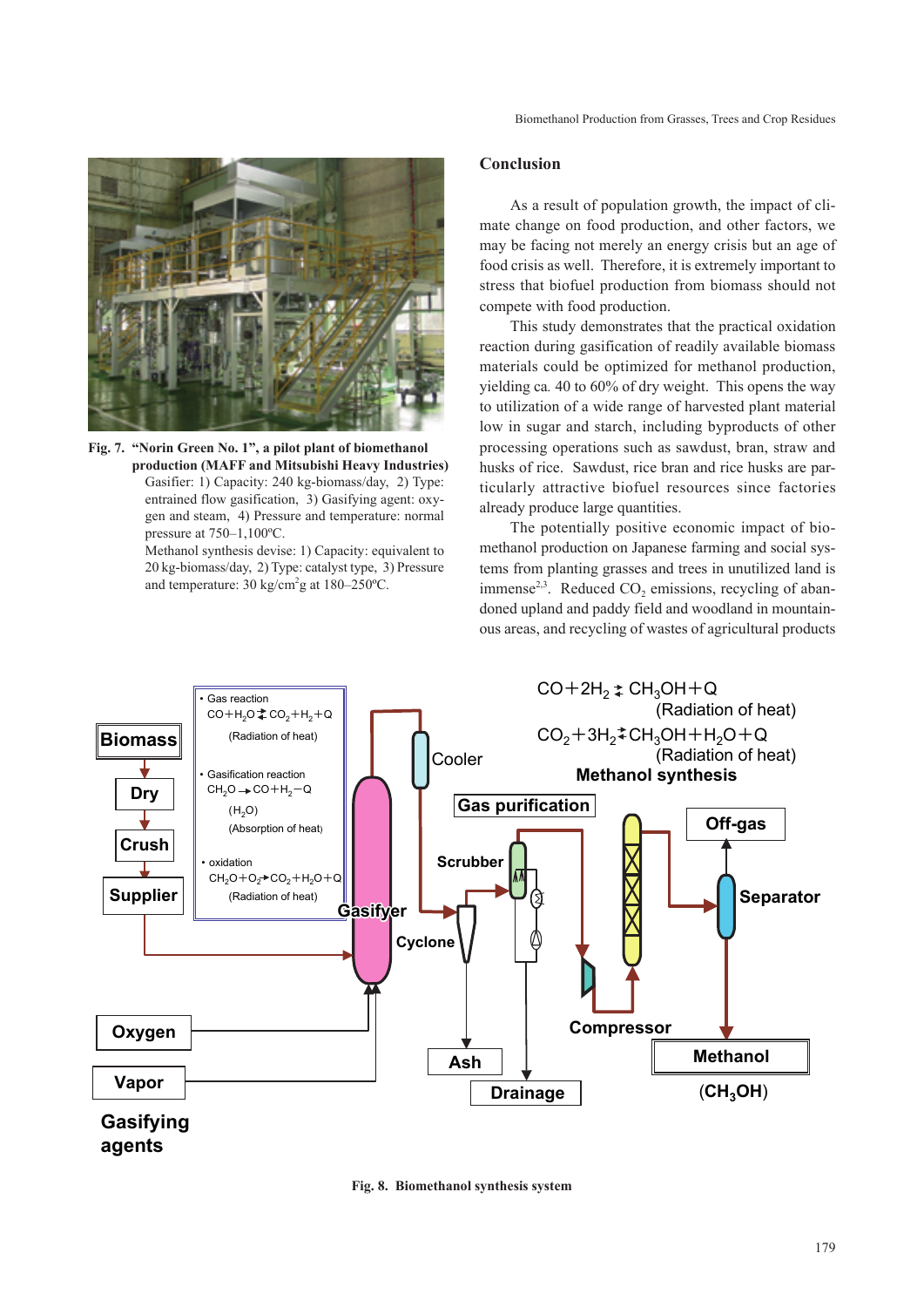**Fig. 7. "Norin Green No. 1", a pilot plant of biomethanol production (MAFF and Mitsubishi Heavy Industries)**
Gasifier: 1) Capacity: 240 kg-biomass/day, 2) Type: entrained flow gasification, 3) Gasifying agent: oxygen and steam, 4) Pressure and temperature: normal pressure at 750–1,100ºC.
Methanol synthesis devise: 1) Capacity: equivalent to 20 kg-biomass/day, 2) Type: catalyst type, 3) Pressure and temperature: 30 kg/cm$^2$g at 180–250ºC.

## Conclusion

As a result of population growth, the impact of climate change on food production, and other factors, we may be facing not merely an energy crisis but an age of food crisis as well. Therefore, it is extremely important to stress that biofuel production from biomass should not compete with food production.

This study demonstrates that the practical oxidation reaction during gasification of readily available biomass materials could be optimized for methanol production, yielding ca. 40 to 60% of dry weight. This opens the way to utilization of a wide range of harvested plant material low in sugar and starch, including byproducts of other processing operations such as sawdust, bran, straw and husks of rice. Sawdust, rice bran and rice husks are particularly attractive biofuel resources since factories already produce large quantities.

The potentially positive economic impact of biomethanol production on Japanese farming and social systems from planting grasses and trees in unutilized land is immense[2,3]. Reduced $CO_2$ emissions, recycling of abandoned upland and paddy field and woodland in mountainous areas, and recycling of wastes of agricultural products

**Fig. 8. Biomethanol synthesis system**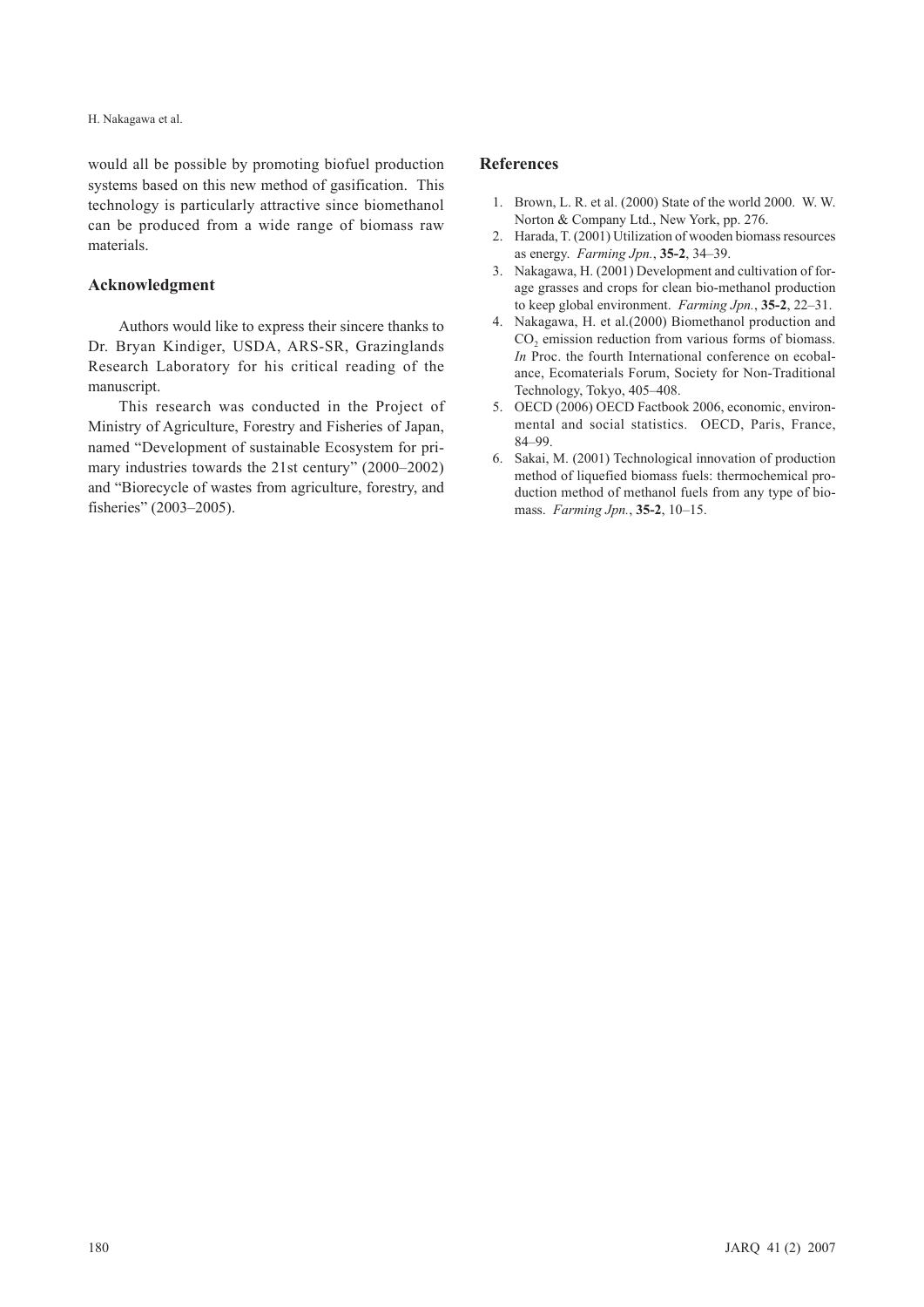would all be possible by promoting biofuel production systems based on this new method of gasification. This technology is particularly attractive since biomethanol can be produced from a wide range of biomass raw materials.

## Acknowledgment

Authors would like to express their sincere thanks to Dr. Bryan Kindiger, USDA, ARS-SR, Grazinglands Research Laboratory for his critical reading of the manuscript.

This research was conducted in the Project of Ministry of Agriculture, Forestry and Fisheries of Japan, named "Development of sustainable Ecosystem for primary industries towards the 21st century" (2000–2002) and "Biorecycle of wastes from agriculture, forestry, and fisheries" (2003–2005).

## References

1. Brown, L. R. et al. (2000) State of the world 2000. W. W. Norton & Company Ltd., New York, pp. 276.
2. Harada, T. (2001) Utilization of wooden biomass resources as energy. *Farming Jpn.*, **35-2**, 34–39.
3. Nakagawa, H. (2001) Development and cultivation of forage grasses and crops for clean bio-methanol production to keep global environment. *Farming Jpn.*, **35-2**, 22–31.
4. Nakagawa, H. et al.(2000) Biomethanol production and $CO_2$ emission reduction from various forms of biomass. *In* Proc. the fourth International conference on ecobalance, Ecomaterials Forum, Society for Non-Traditional Technology, Tokyo, 405–408.
5. OECD (2006) OECD Factbook 2006, economic, environmental and social statistics. OECD, Paris, France, 84–99.
6. Sakai, M. (2001) Technological innovation of production method of liquefied biomass fuels: thermochemical production method of methanol fuels from any type of biomass. *Farming Jpn.*, **35-2**, 10–15.